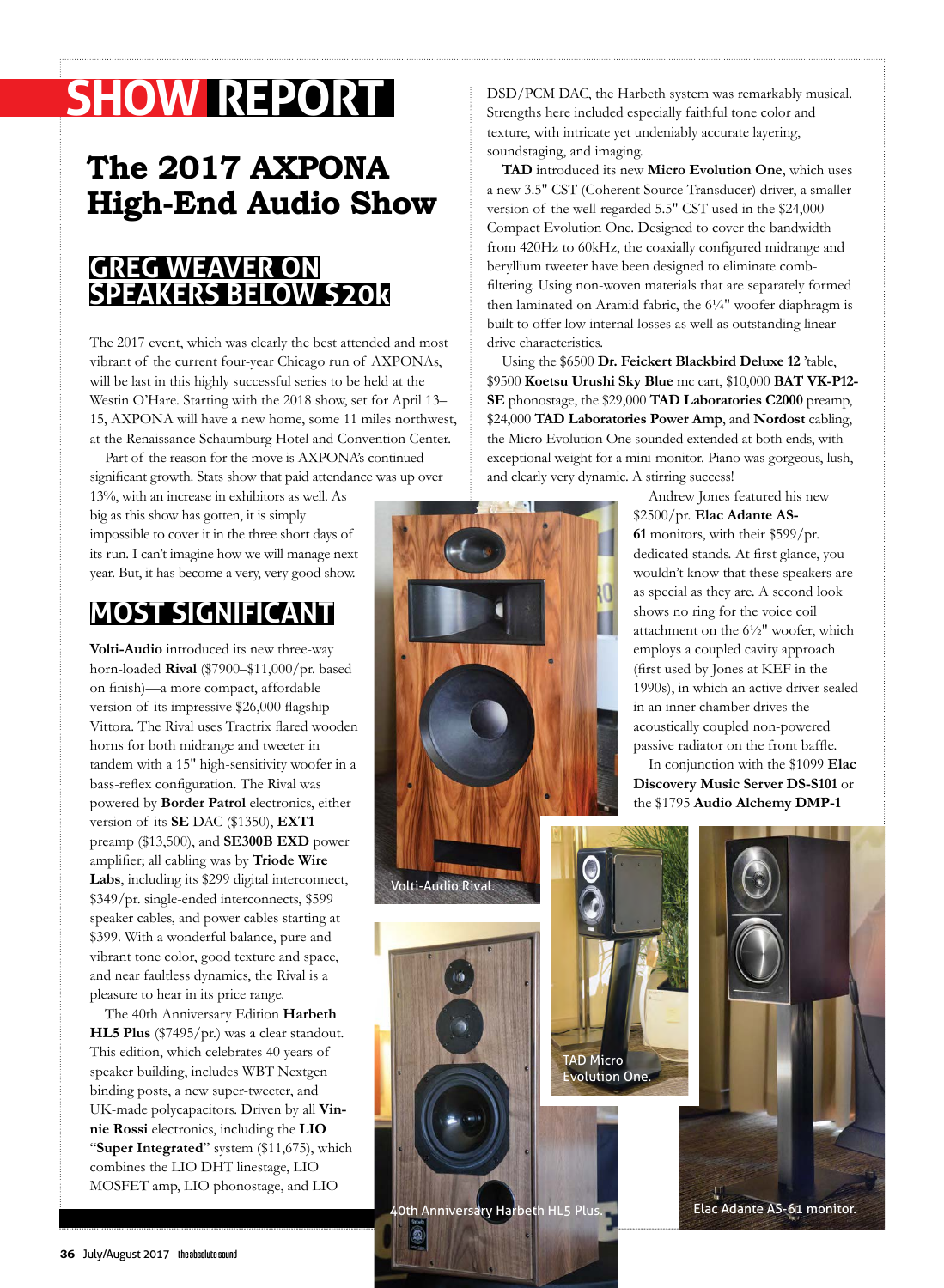# SHOW REPORT

## The 2017 AXPONA High-End Audio Show

### GREG WEAVER ON SPEAKERS BELOW $20k

The 2017 event, which was clearly the best attended and most vibrant of the current four-year Chicago run of AXPONAs, will be last in this highly successful series to be held at the Westin O'Hare. Starting with the 2018 show, set for April 13–15, AXPONA will have a new home, some 11 miles northwest, at the Renaissance Schaumburg Hotel and Convention Center.

Part of the reason for the move is AXPONA's continued significant growth. Stats show that paid attendance was up over 13%, with an increase in exhibitors as well. As big as this show has gotten, it is simply impossible to cover it in the three short days of its run. I can't imagine how we will manage next year. But, it has become a very, very good show.

### MOST SIGNIFICANT

**Volti-Audio** introduced its new three-way horn-loaded **Rival** ($7900–$11,000/pr. based on finish)—a more compact, affordable version of its impressive $26,000 flagship Vittora. The Rival uses Tractrix flared wooden horns for both midrange and tweeter in tandem with a 15" high-sensitivity woofer in a bass-reflex configuration. The Rival was powered by **Border Patrol** electronics, either version of its **SE** DAC ($1350), **EXT1** preamp ($13,500), and **SE300B EXD** power amplifier; all cabling was by **Triode Wire Labs**, including its $299 digital interconnect, $349/pr. single-ended interconnects, $599 speaker cables, and power cables starting at $399. With a wonderful balance, pure and vibrant tone color, good texture and space, and near faultless dynamics, the Rival is a pleasure to hear in its price range.

The 40th Anniversary Edition **Harbeth HL5 Plus** ($7495/pr.) was a clear standout. This edition, which celebrates 40 years of speaker building, includes WBT Nextgen binding posts, a new super-tweeter, and UK-made polycapacitors. Driven by all **Vinnie Rossi** electronics, including the **LIO** "**Super Integrated**" system ($11,675), which combines the LIO DHT linestage, LIO MOSFET amp, LIO phonostage, and LIO DSD/PCM DAC, the Harbeth system was remarkably musical. Strengths here included especially faithful tone color and texture, with intricate yet undeniably accurate layering, soundstaging, and imaging.

**TAD** introduced its new **Micro Evolution One**, which uses a new 3.5" CST (Coherent Source Transducer) driver, a smaller version of the well-regarded 5.5" CST used in the $24,000 Compact Evolution One. Designed to cover the bandwidth from 420Hz to 60kHz, the coaxially configured midrange and beryllium tweeter have been designed to eliminate comb-filtering. Using non-woven materials that are separately formed then laminated on Aramid fabric, the 6¼" woofer diaphragm is built to offer low internal losses as well as outstanding linear drive characteristics.

Using the $6500 **Dr. Feickert Blackbird Deluxe 12** 'table, $9500 **Koetsu Urushi Sky Blue** mc cart, $10,000 **BAT VK-P12-SE** phonostage, the $29,000 **TAD Laboratories C2000** preamp, $24,000 **TAD Laboratories Power Amp**, and **Nordost** cabling, the Micro Evolution One sounded extended at both ends, with exceptional weight for a mini-monitor. Piano was gorgeous, lush, and clearly very dynamic. A stirring success!

Andrew Jones featured his new $2500/pr. **Elac Adante AS-61** monitors, with their $599/pr. dedicated stands. At first glance, you wouldn't know that these speakers are as special as they are. A second look shows no ring for the voice coil attachment on the 6½" woofer, which employs a coupled cavity approach (first used by Jones at KEF in the 1990s), in which an active driver sealed in an inner chamber drives the acoustically coupled non-powered passive radiator on the front baffle.

In conjunction with the $1099 **Elac Discovery Music Server DS-S101** or the $1795 **Audio Alchemy DMP-1**

Volti-Audio Rival.

TAD Micro Evolution One.

40th Anniversary Harbeth HL5 Plus.

Elac Adante AS-61 monitor.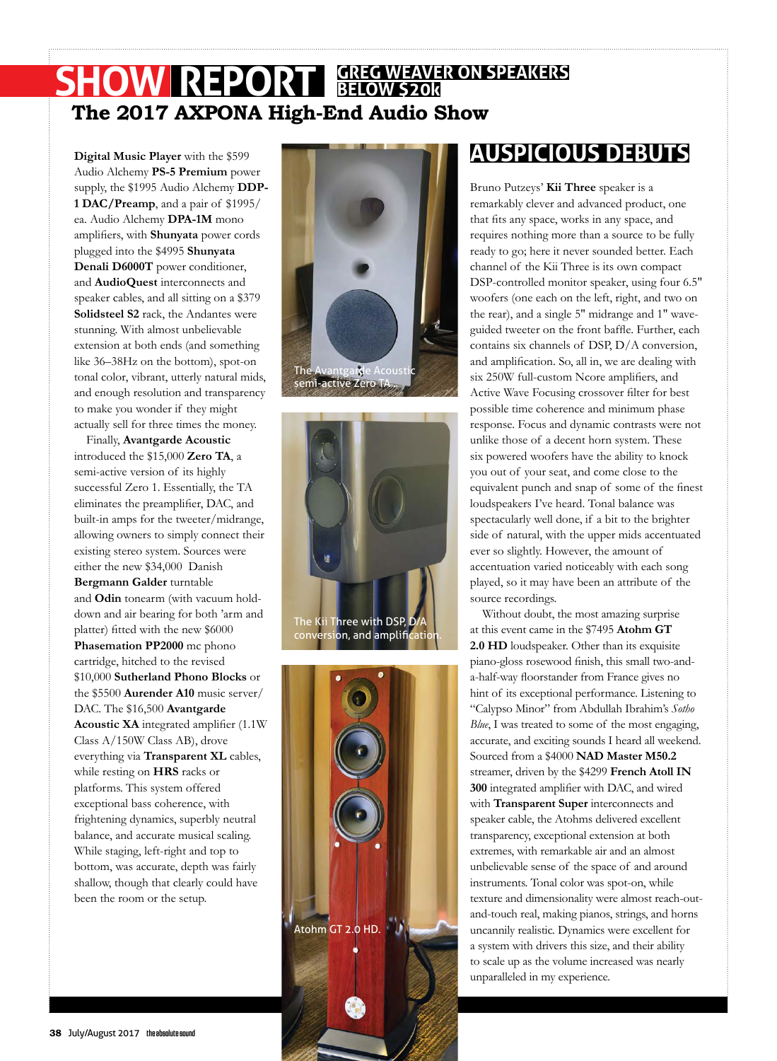# SHOW REPORT GREG WEAVER ON SPEAKERS BELOW $20k

## The 2017 AXPONA High-End Audio Show

**Digital Music Player** with the $599 Audio Alchemy **PS-5 Premium** power supply, the $1995 Audio Alchemy **DDP-1 DAC/Preamp**, and a pair of $1995/ea. Audio Alchemy **DPA-1M** mono amplifiers, with **Shunyata** power cords plugged into the $4995 **Shunyata Denali D6000T** power conditioner, and **AudioQuest** interconnects and speaker cables, and all sitting on a $379 **Solidsteel S2** rack, the Andantes were stunning. With almost unbelievable extension at both ends (and something like 36–38Hz on the bottom), spot-on tonal color, vibrant, utterly natural mids, and enough resolution and transparency to make you wonder if they might actually sell for three times the money.

Finally, **Avantgarde Acoustic** introduced the $15,000 **Zero TA**, a semi-active version of its highly successful Zero 1. Essentially, the TA eliminates the preamplifier, DAC, and built-in amps for the tweeter/midrange, allowing owners to simply connect their existing stereo system. Sources were either the new $34,000 Danish **Bergmann Galder** turntable and **Odin** tonearm (with vacuum hold-down and air bearing for both 'arm and platter) fitted with the new $6000 **Phasemation PP2000** mc phono cartridge, hitched to the revised $10,000 **Sutherland Phono Blocks** or the $5500 **Aurender A10** music server/DAC. The $16,500 **Avantgarde Acoustic XA** integrated amplifier (1.1W Class A/150W Class AB), drove everything via **Transparent XL** cables, while resting on **HRS** racks or platforms. This system offered exceptional bass coherence, with frightening dynamics, superbly neutral balance, and accurate musical scaling. While staging, left-right and top to bottom, was accurate, depth was fairly shallow, though that clearly could have been the room or the setup.

The Avantgarde Acoustic semi-active Zero TA.

The Kii Three with DSP, D/A conversion, and amplification.

Atohm GT 2.0 HD.

## AUSPICIOUS DEBUTS

Bruno Putzeys' **Kii Three** speaker is a remarkably clever and advanced product, one that fits any space, works in any space, and requires nothing more than a source to be fully ready to go; here it never sounded better. Each channel of the Kii Three is its own compact DSP-controlled monitor system, using four 6.5" woofers (one each on the left, right, and two on the rear), and a single 5" midrange and 1" wave-guided tweeter on the front baffle. Further, each contains six channels of DSP, D/A conversion, and amplification. So, all in, we are dealing with six 250W full-custom Ncore amplifiers, and Active Wave Focusing crossover filter for best possible time coherence and minimum phase response. Focus and dynamic contrasts were not unlike those of a decent horn system. These six powered woofers have the ability to knock you out of your seat, and come close to the equivalent punch and snap of some of the finest loudspeakers I've heard. Tonal balance was spectacularly well done, if a bit to the brighter side of natural, with the upper mids accentuated ever so slightly. However, the amount of accentuation varied noticeably with each song played, so it may have been an attribute of the source recordings.

Without doubt, the most amazing surprise at this event came in the $7495 **Atohm GT 2.0 HD** loudspeaker. Other than its exquisite piano-gloss rosewood finish, this small two-and-a-half-way floorstander from France gives no hint of its exceptional performance. Listening to "Calypso Minor" from Abdullah Ibrahim's *Sotho Blue*, I was treated to some of the most engaging, accurate, and exciting sounds I heard all weekend. Sourced from a $4000 **NAD Master M50.2** streamer, driven by the $4299 **French Atoll IN 300** integrated amplifier with DAC, and wired with **Transparent Super** interconnects and speaker cable, the Atohms delivered excellent transparency, exceptional extension at both extremes, with remarkable air and an almost unbelievable sense of the space of and around instruments. Tonal color was spot-on, while texture and dimensionality were almost reach-out-and-touch real, making pianos, strings, and horns uncannily realistic. Dynamics were excellent for a system with drivers this size, and their ability to scale up as the volume increased was nearly unparalleled in my experience.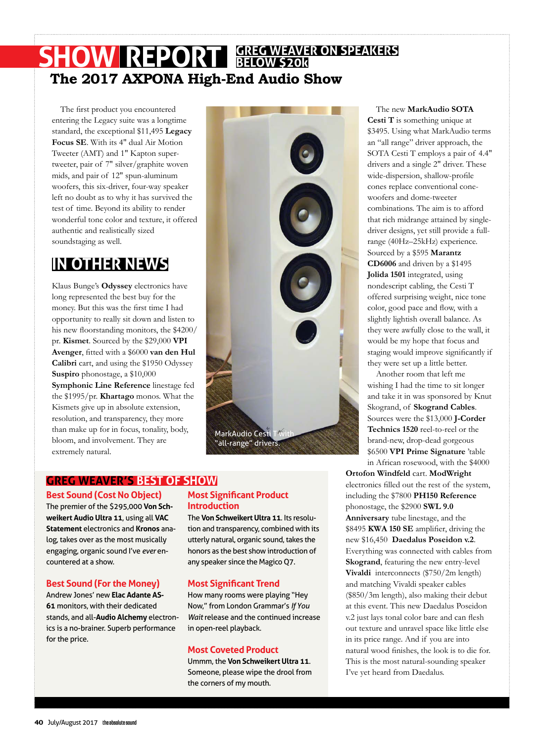# SHOW REPORT — GREG WEAVER ON SPEAKERS BELOW $20k

## The 2017 AXPONA High-End Audio Show

The first product you encountered entering the Legacy suite was a longtime standard, the exceptional $11,495 **Legacy Focus SE**. With its 4" dual Air Motion Tweeter (AMT) and 1" Kapton super-tweeter, pair of 7" silver/graphite woven mids, and pair of 12" spun-aluminum woofers, this six-driver, four-way speaker left no doubt as to why it has survived the test of time. Beyond its ability to render wonderful tone color and texture, it offered authentic and realistically sized soundstaging as well.

## IN OTHER NEWS

Klaus Bunge's **Odyssey** electronics have long represented the best buy for the money. But this was the first time I had opportunity to really sit down and listen to his new floorstanding monitors, the $4200/pr. **Kismet**. Sourced by the $29,000 **VPI Avenger**, fitted with a $6000 **van den Hul Calibri** cart, and using the $1950 Odyssey **Suspiro** phonostage, a $10,000 **Symphonic Line Reference** linestage fed the $1995/pr. **Khartago** monos. What the Kismets give up in absolute extension, resolution, and transparency, they more than make up for in focus, tonality, body, bloom, and involvement. They are extremely natural.

MarkAudio Cesti T with "all-range" drivers.

The new **MarkAudio SOTA Cesti T** is something unique at $3495. Using what MarkAudio terms an "all range" driver approach, the SOTA Cesti T employs a pair of 4.4" drivers and a single 2" driver. These wide-dispersion, shallow-profile cones replace conventional cone-woofers and dome-tweeter combinations. The aim is to afford that rich midrange attained by single-driver designs, yet still provide a full-range (40Hz–25kHz) experience. Sourced by a $595 **Marantz CD6006** and driven by a $1495 **Jolida 1501** integrated, using nondescript cabling, the Cesti T offered surprising weight, nice tone color, good pace and flow, with a slightly lightish overall balance. As they were awfully close to the wall, it would be my hope that focus and staging would improve significantly if they were set up a little better.

Another room that left me wishing I had the time to sit longer and take it in was sponsored by Knut Skogrand, of **Skogrand Cables**. Sources were the $13,000 **J-Corder Technics 1520** reel-to-reel or the brand-new, drop-dead gorgeous $6500 **VPI Prime Signature** 'table in African rosewood, with the $4000 **Ortofon Windfeld** cart. **ModWright** electronics filled out the rest of the system, including the $7800 **PH150 Reference** phonostage, the $2900 **SWL 9.0 Anniversary** tube linestage, and the $8495 **KWA 150 SE** amplifier, driving the new $16,450 **Daedalus Poseidon v.2**. Everything was connected with cables from **Skogrand**, featuring the new entry-level **Vivaldi** interconnects ($750/2m length) and matching Vivaldi speaker cables ($850/3m length), also making their debut at this event. This new Daedalus Poseidon v.2 just lays tonal color bare and can flesh out texture and unravel space like little else in its price range. And if you are into natural wood finishes, the look is to die for. This is the most natural-sounding speaker I've yet heard from Daedalus.

## GREG WEAVER'S BEST OF SHOW

### Best Sound (Cost No Object)

The premier of the $295,000 **Von Schweikert Audio Ultra 11**, using all **VAC Statement** electronics and **Kronos** analog, takes over as the most musically engaging, organic sound I've *ever* encountered at a show.

### Best Sound (For the Money)

Andrew Jones' new **Elac Adante AS-61** monitors, with their dedicated stands, and all-**Audio Alchemy** electronics is a no-brainer. Superb performance for the price.

### Most Significant Product Introduction

The **Von Schweikert Ultra 11**. Its resolution and transparency, combined with its utterly natural, organic sound, takes the honors as the best show introduction of any speaker since the Magico Q7.

### Most Significant Trend

How many rooms were playing "Hey Now," from London Grammar's *If You Wait* release and the continued increase in open-reel playback.

### Most Coveted Product

Ummm, the **Von Schweikert Ultra 11**. Someone, please wipe the drool from the corners of my mouth.